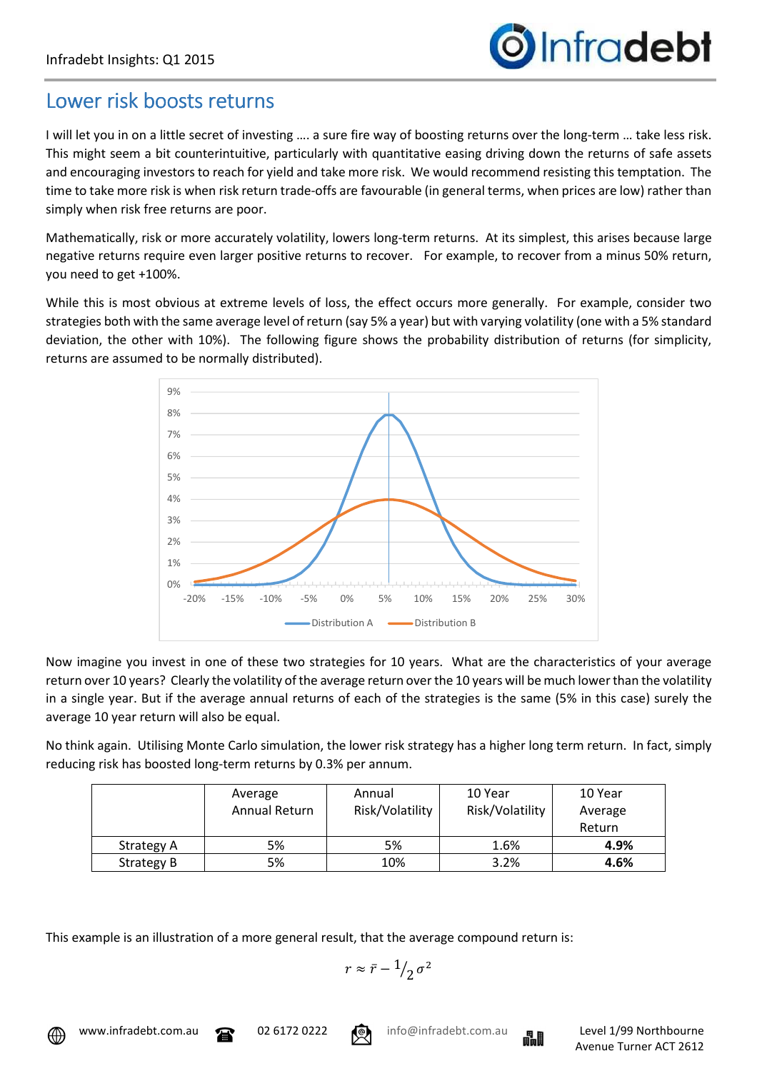## Lower risk boosts returns

I will let you in on a little secret of investing …. a sure fire way of boosting returns over the long-term … take less risk. This might seem a bit counterintuitive, particularly with quantitative easing driving down the returns of safe assets and encouraging investors to reach for yield and take more risk. We would recommend resisting this temptation. The time to take more risk is when risk return trade-offs are favourable (in general terms, when prices are low) rather than simply when risk free returns are poor.

Mathematically, risk or more accurately volatility, lowers long-term returns. At its simplest, this arises because large negative returns require even larger positive returns to recover. For example, to recover from a minus 50% return, you need to get +100%.

While this is most obvious at extreme levels of loss, the effect occurs more generally. For example, consider two strategies both with the same average level of return (say 5% a year) but with varying volatility (one with a 5% standard deviation, the other with 10%). The following figure shows the probability distribution of returns (for simplicity, returns are assumed to be normally distributed).

Now imagine you invest in one of these two strategies for 10 years. What are the characteristics of your average return over 10 years? Clearly the volatility of the average return over the 10 years will be much lower than the volatility in a single year. But if the average annual returns of each of the strategies is the same (5% in this case) surely the average 10 year return will also be equal.

No think again. Utilising Monte Carlo simulation, the lower risk strategy has a higher long term return. In fact, simply reducing risk has boosted long-term returns by 0.3% per annum.

| | Average Annual Return | Annual Risk/Volatility | 10 Year Risk/Volatility | 10 Year Average Return |
|---|---|---|---|---|
| Strategy A | 5% | 5% | 1.6% | **4.9%** |
| Strategy B | 5% | 10% | 3.2% | **4.6%** |

This example is an illustration of a more general result, that the average compound return is:

$$r \approx \bar{r} - {}^{1}/_{2}\,\sigma^2$$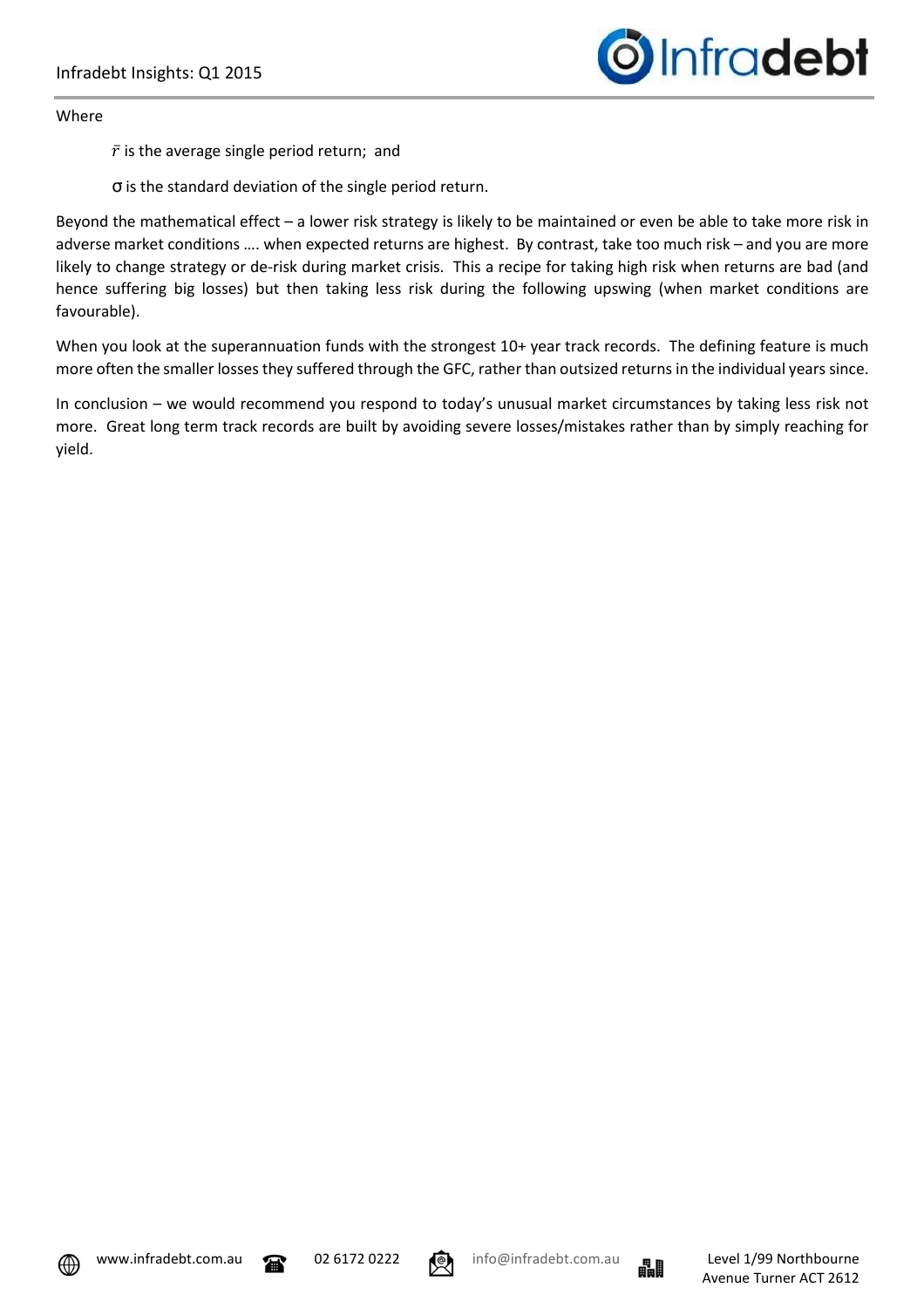Where

$\bar{r}$ is the average single period return; and

$\sigma$ is the standard deviation of the single period return.

Beyond the mathematical effect – a lower risk strategy is likely to be maintained or even be able to take more risk in adverse market conditions …. when expected returns are highest. By contrast, take too much risk – and you are more likely to change strategy or de-risk during market crisis. This a recipe for taking high risk when returns are bad (and hence suffering big losses) but then taking less risk during the following upswing (when market conditions are favourable).

When you look at the superannuation funds with the strongest 10+ year track records. The defining feature is much more often the smaller losses they suffered through the GFC, rather than outsized returns in the individual years since.

In conclusion – we would recommend you respond to today's unusual market circumstances by taking less risk not more. Great long term track records are built by avoiding severe losses/mistakes rather than by simply reaching for yield.